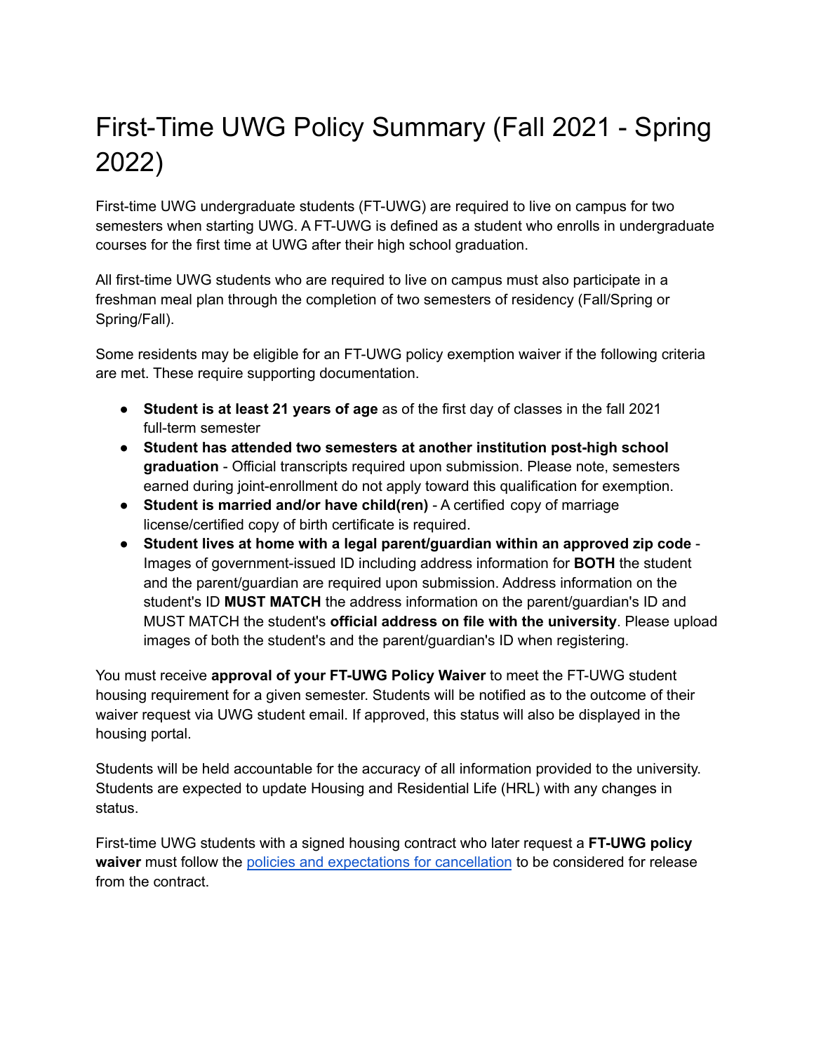# First-Time UWG Policy Summary (Fall 2021 - Spring 2022)

First-time UWG undergraduate students (FT-UWG) are required to live on campus for two semesters when starting UWG. A FT-UWG is defined as a student who enrolls in undergraduate courses for the first time at UWG after their high school graduation.

All first-time UWG students who are required to live on campus must also participate in a freshman meal plan through the completion of two semesters of residency (Fall/Spring or Spring/Fall).

Some residents may be eligible for an FT-UWG policy exemption waiver if the following criteria are met. These require supporting documentation.

- **Student is at least 21 years of age** as of the first day of classes in the fall 2021 full-term semester
- **Student has attended two semesters at another institution post-high school graduation** - Official transcripts required upon submission. Please note, semesters earned during joint-enrollment do not apply toward this qualification for exemption.
- **Student is married and/or have child(ren)** - A certified copy of marriage license/certified copy of birth certificate is required.
- **Student lives at home with a legal parent/guardian within an approved zip code** - Images of government-issued ID including address information for **BOTH** the student and the parent/guardian are required upon submission. Address information on the student's ID **MUST MATCH** the address information on the parent/guardian's ID and MUST MATCH the student's **official address on file with the university**. Please upload images of both the student's and the parent/guardian's ID when registering.

You must receive **approval of your FT-UWG Policy Waiver** to meet the FT-UWG student housing requirement for a given semester. Students will be notified as to the outcome of their waiver request via UWG student email. If approved, this status will also be displayed in the housing portal.

Students will be held accountable for the accuracy of all information provided to the university. Students are expected to update Housing and Residential Life (HRL) with any changes in status.

First-time UWG students with a signed housing contract who later request a **FT-UWG policy waiver** must follow the policies and expectations for cancellation to be considered for release from the contract.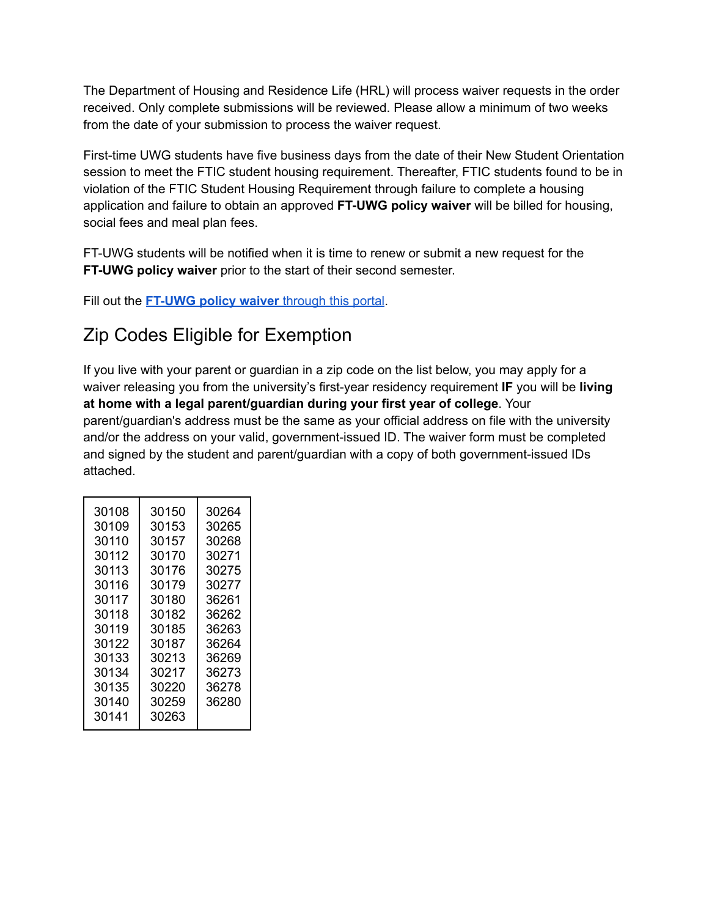The Department of Housing and Residence Life (HRL) will process waiver requests in the order received. Only complete submissions will be reviewed. Please allow a minimum of two weeks from the date of your submission to process the waiver request.

First-time UWG students have five business days from the date of their New Student Orientation session to meet the FTIC student housing requirement. Thereafter, FTIC students found to be in violation of the FTIC Student Housing Requirement through failure to complete a housing application and failure to obtain an approved **FT-UWG policy waiver** will be billed for housing, social fees and meal plan fees.

FT-UWG students will be notified when it is time to renew or submit a new request for the **FT-UWG policy waiver** prior to the start of their second semester.

Fill out the **FT-UWG policy waiver** through this portal.

## Zip Codes Eligible for Exemption

If you live with your parent or guardian in a zip code on the list below, you may apply for a waiver releasing you from the university's first-year residency requirement **IF** you will be **living at home with a legal parent/guardian during your first year of college**. Your parent/guardian's address must be the same as your official address on file with the university and/or the address on your valid, government-issued ID. The waiver form must be completed and signed by the student and parent/guardian with a copy of both government-issued IDs attached.

| | | |
|---|---|---|
| 30108 | 30150 | 30264 |
| 30109 | 30153 | 30265 |
| 30110 | 30157 | 30268 |
| 30112 | 30170 | 30271 |
| 30113 | 30176 | 30275 |
| 30116 | 30179 | 30277 |
| 30117 | 30180 | 36261 |
| 30118 | 30182 | 36262 |
| 30119 | 30185 | 36263 |
| 30122 | 30187 | 36264 |
| 30133 | 30213 | 36269 |
| 30134 | 30217 | 36273 |
| 30135 | 30220 | 36278 |
| 30140 | 30259 | 36280 |
| 30141 | 30263 | |